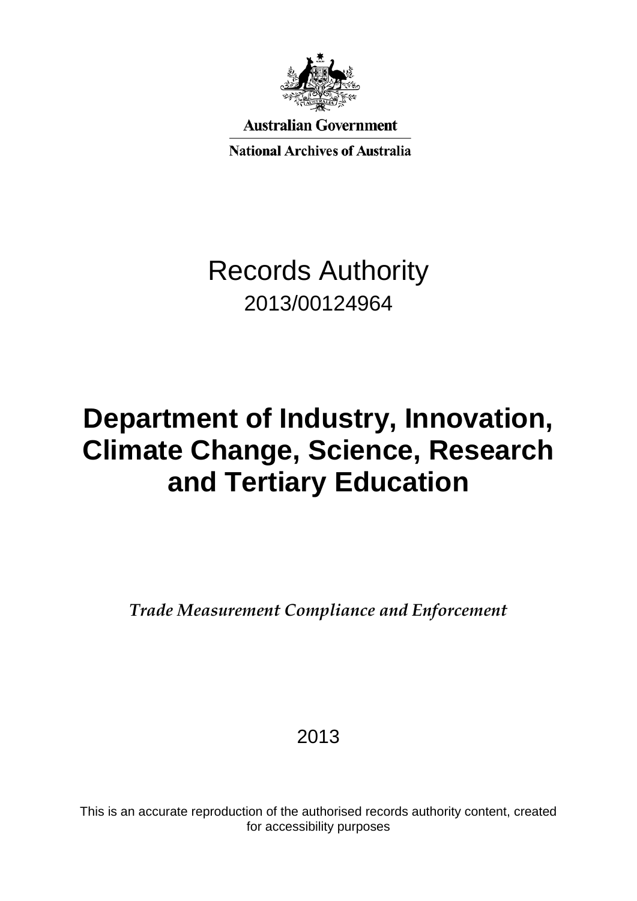Australian Government

National Archives of Australia

# Records Authority

2013/00124964

# Department of Industry, Innovation, Climate Change, Science, Research and Tertiary Education

*Trade Measurement Compliance and Enforcement*

2013

This is an accurate reproduction of the authorised records authority content, created for accessibility purposes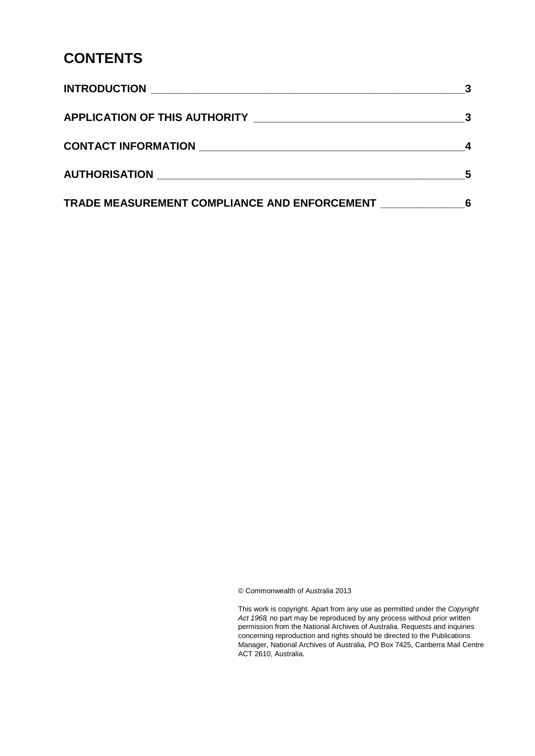# CONTENTS

| | |
|---|---|
| **INTRODUCTION** | **3** |
| **APPLICATION OF THIS AUTHORITY** | **3** |
| **CONTACT INFORMATION** | **4** |
| **AUTHORISATION** | **5** |
| **TRADE MEASUREMENT COMPLIANCE AND ENFORCEMENT** | **6** |

© Commonwealth of Australia 2013

This work is copyright. Apart from any use as permitted under the *Copyright Act 1968*, no part may be reproduced by any process without prior written permission from the National Archives of Australia. Requests and inquiries concerning reproduction and rights should be directed to the Publications Manager, National Archives of Australia, PO Box 7425, Canberra Mail Centre ACT 2610, Australia.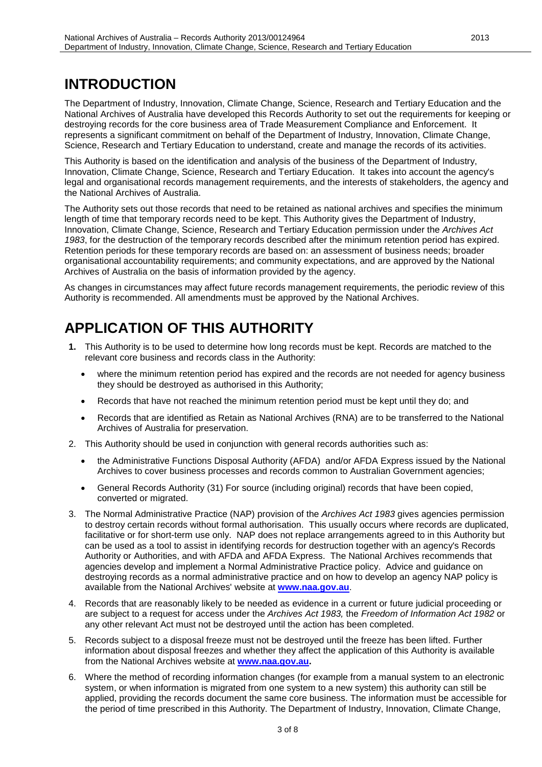# INTRODUCTION

The Department of Industry, Innovation, Climate Change, Science, Research and Tertiary Education and the National Archives of Australia have developed this Records Authority to set out the requirements for keeping or destroying records for the core business area of Trade Measurement Compliance and Enforcement. It represents a significant commitment on behalf of the Department of Industry, Innovation, Climate Change, Science, Research and Tertiary Education to understand, create and manage the records of its activities.

This Authority is based on the identification and analysis of the business of the Department of Industry, Innovation, Climate Change, Science, Research and Tertiary Education. It takes into account the agency's legal and organisational records management requirements, and the interests of stakeholders, the agency and the National Archives of Australia.

The Authority sets out those records that need to be retained as national archives and specifies the minimum length of time that temporary records need to be kept. This Authority gives the Department of Industry, Innovation, Climate Change, Science, Research and Tertiary Education permission under the *Archives Act 1983*, for the destruction of the temporary records described after the minimum retention period has expired. Retention periods for these temporary records are based on: an assessment of business needs; broader organisational accountability requirements; and community expectations, and are approved by the National Archives of Australia on the basis of information provided by the agency.

As changes in circumstances may affect future records management requirements, the periodic review of this Authority is recommended. All amendments must be approved by the National Archives.

# APPLICATION OF THIS AUTHORITY

1. This Authority is to be used to determine how long records must be kept. Records are matched to the relevant core business and records class in the Authority:
   - where the minimum retention period has expired and the records are not needed for agency business they should be destroyed as authorised in this Authority;
   - Records that have not reached the minimum retention period must be kept until they do; and
   - Records that are identified as Retain as National Archives (RNA) are to be transferred to the National Archives of Australia for preservation.
2. This Authority should be used in conjunction with general records authorities such as:
   - the Administrative Functions Disposal Authority (AFDA) and/or AFDA Express issued by the National Archives to cover business processes and records common to Australian Government agencies;
   - General Records Authority (31) For source (including original) records that have been copied, converted or migrated.
3. The Normal Administrative Practice (NAP) provision of the *Archives Act 1983* gives agencies permission to destroy certain records without formal authorisation. This usually occurs where records are duplicated, facilitative or for short-term use only. NAP does not replace arrangements agreed to in this Authority but can be used as a tool to assist in identifying records for destruction together with an agency's Records Authority or Authorities, and with AFDA and AFDA Express. The National Archives recommends that agencies develop and implement a Normal Administrative Practice policy. Advice and guidance on destroying records as a normal administrative practice and on how to develop an agency NAP policy is available from the National Archives' website at **www.naa.gov.au**.
4. Records that are reasonably likely to be needed as evidence in a current or future judicial proceeding or are subject to a request for access under the *Archives Act 1983,* the *Freedom of Information Act 1982* or any other relevant Act must not be destroyed until the action has been completed.
5. Records subject to a disposal freeze must not be destroyed until the freeze has been lifted. Further information about disposal freezes and whether they affect the application of this Authority is available from the National Archives website at **www.naa.gov.au.**
6. Where the method of recording information changes (for example from a manual system to an electronic system, or when information is migrated from one system to a new system) this authority can still be applied, providing the records document the same core business. The information must be accessible for the period of time prescribed in this Authority. The Department of Industry, Innovation, Climate Change,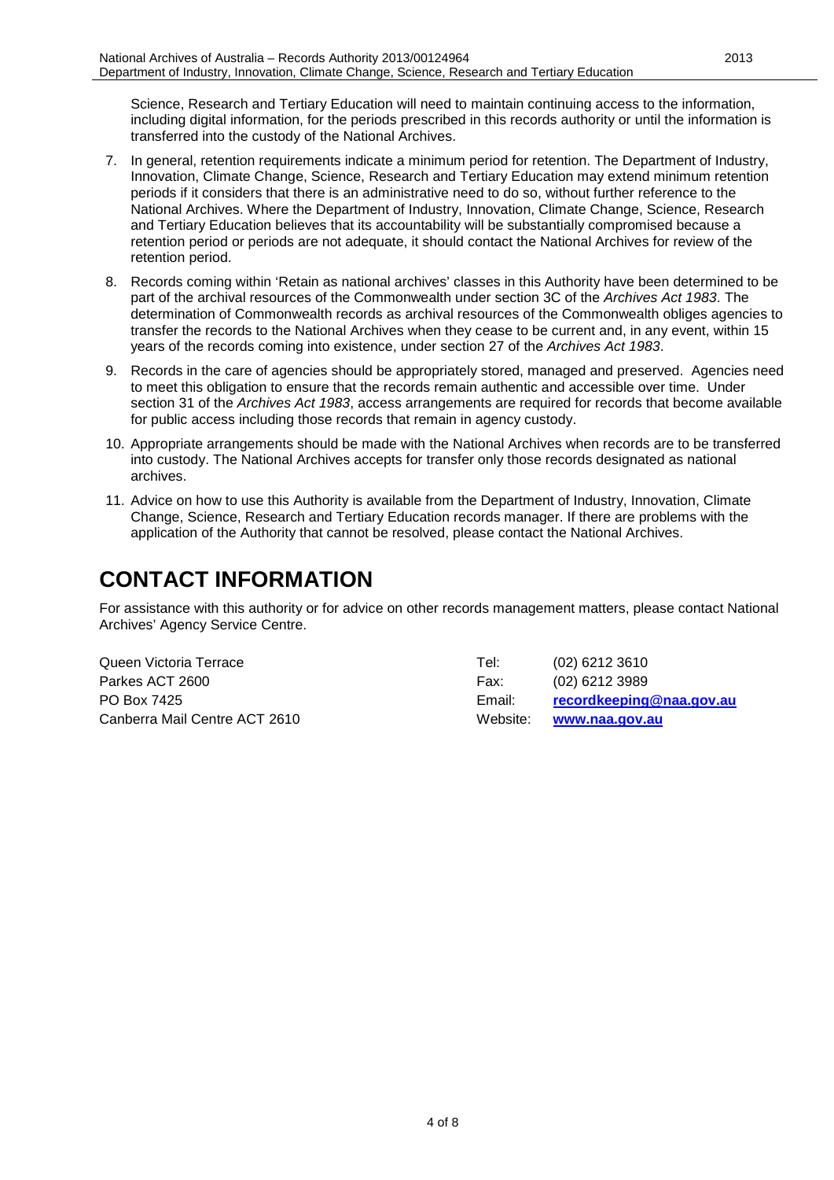Science, Research and Tertiary Education will need to maintain continuing access to the information, including digital information, for the periods prescribed in this records authority or until the information is transferred into the custody of the National Archives.

7. In general, retention requirements indicate a minimum period for retention. The Department of Industry, Innovation, Climate Change, Science, Research and Tertiary Education may extend minimum retention periods if it considers that there is an administrative need to do so, without further reference to the National Archives. Where the Department of Industry, Innovation, Climate Change, Science, Research and Tertiary Education believes that its accountability will be substantially compromised because a retention period or periods are not adequate, it should contact the National Archives for review of the retention period.
8. Records coming within 'Retain as national archives' classes in this Authority have been determined to be part of the archival resources of the Commonwealth under section 3C of the *Archives Act 1983*. The determination of Commonwealth records as archival resources of the Commonwealth obliges agencies to transfer the records to the National Archives when they cease to be current and, in any event, within 15 years of the records coming into existence, under section 27 of the *Archives Act 1983*.
9. Records in the care of agencies should be appropriately stored, managed and preserved. Agencies need to meet this obligation to ensure that the records remain authentic and accessible over time. Under section 31 of the *Archives Act 1983*, access arrangements are required for records that become available for public access including those records that remain in agency custody.
10. Appropriate arrangements should be made with the National Archives when records are to be transferred into custody. The National Archives accepts for transfer only those records designated as national archives.
11. Advice on how to use this Authority is available from the Department of Industry, Innovation, Climate Change, Science, Research and Tertiary Education records manager. If there are problems with the application of the Authority that cannot be resolved, please contact the National Archives.

# CONTACT INFORMATION

For assistance with this authority or for advice on other records management matters, please contact National Archives' Agency Service Centre.

| | | |
|---|---|---|
| Queen Victoria Terrace | Tel: | (02) 6212 3610 |
| Parkes ACT 2600 | Fax: | (02) 6212 3989 |
| PO Box 7425 | Email: | **recordkeeping@naa.gov.au** |
| Canberra Mail Centre ACT 2610 | Website: | **www.naa.gov.au** |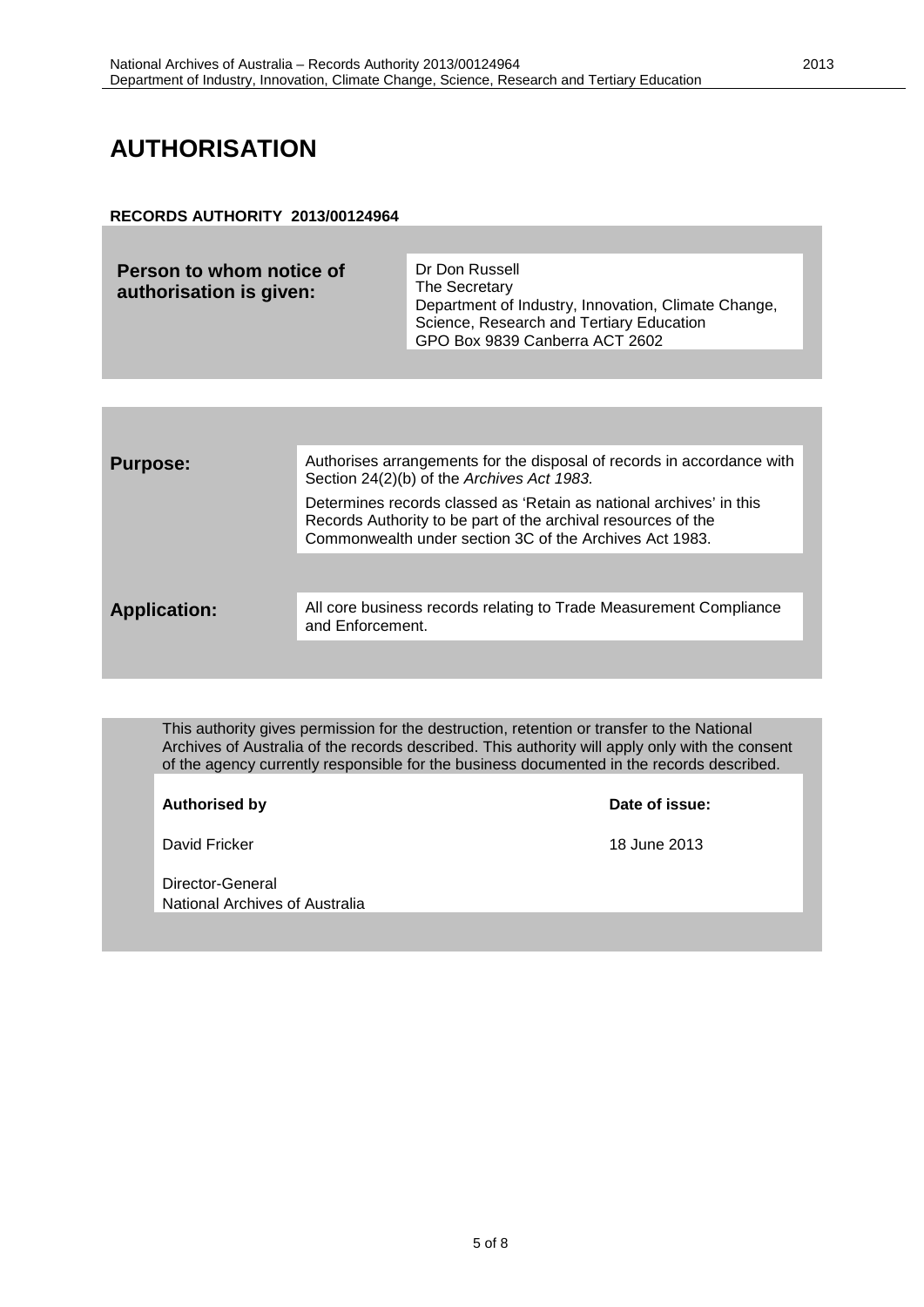# AUTHORISATION

**RECORDS AUTHORITY 2013/00124964**

| | |
|---|---|
| **Person to whom notice of authorisation is given:** | Dr Don Russell<br>The Secretary<br>Department of Industry, Innovation, Climate Change, Science, Research and Tertiary Education<br>GPO Box 9839 Canberra ACT 2602 |

| | |
|---|---|
| **Purpose:** | Authorises arrangements for the disposal of records in accordance with Section 24(2)(b) of the *Archives Act 1983.*<br><br>Determines records classed as 'Retain as national archives' in this Records Authority to be part of the archival resources of the Commonwealth under section 3C of the Archives Act 1983. |
| **Application:** | All core business records relating to Trade Measurement Compliance and Enforcement. |

This authority gives permission for the destruction, retention or transfer to the National Archives of Australia of the records described. This authority will apply only with the consent of the agency currently responsible for the business documented in the records described.

| **Authorised by** | **Date of issue:** |
|---|---|
| David Fricker | 18 June 2013 |
| Director-General<br>National Archives of Australia | |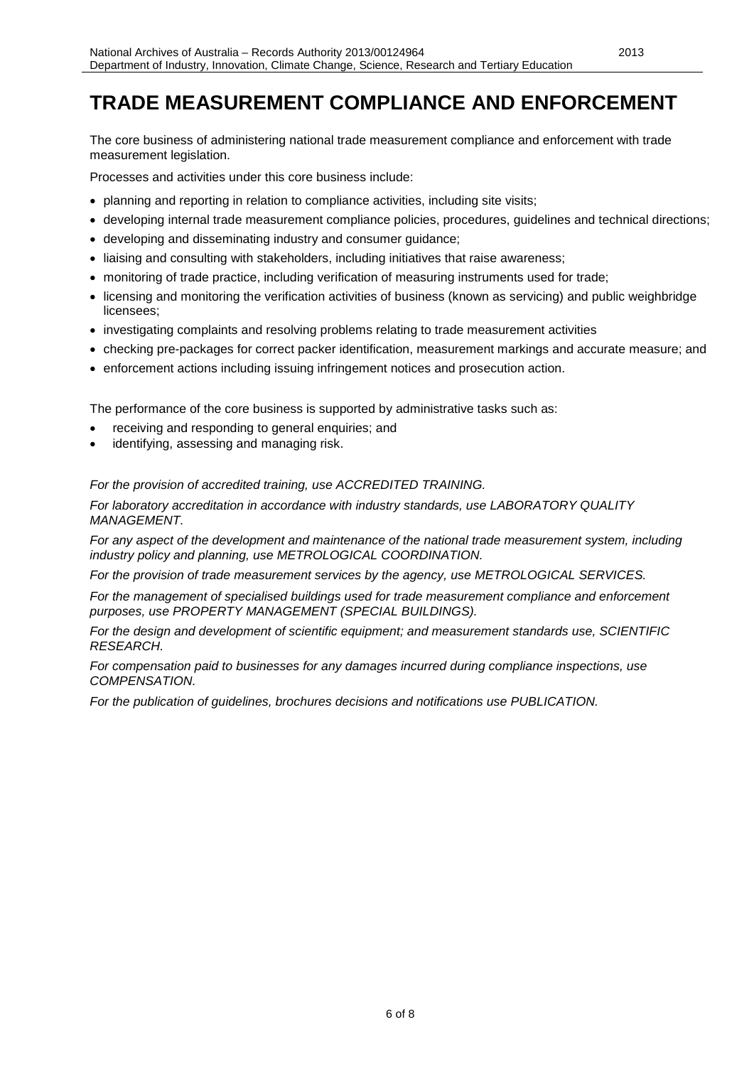# TRADE MEASUREMENT COMPLIANCE AND ENFORCEMENT

The core business of administering national trade measurement compliance and enforcement with trade measurement legislation.

Processes and activities under this core business include:

- planning and reporting in relation to compliance activities, including site visits;
- developing internal trade measurement compliance policies, procedures, guidelines and technical directions;
- developing and disseminating industry and consumer guidance;
- liaising and consulting with stakeholders, including initiatives that raise awareness;
- monitoring of trade practice, including verification of measuring instruments used for trade;
- licensing and monitoring the verification activities of business (known as servicing) and public weighbridge licensees;
- investigating complaints and resolving problems relating to trade measurement activities
- checking pre-packages for correct packer identification, measurement markings and accurate measure; and
- enforcement actions including issuing infringement notices and prosecution action.

The performance of the core business is supported by administrative tasks such as:

- receiving and responding to general enquiries; and
- identifying, assessing and managing risk.

*For the provision of accredited training, use ACCREDITED TRAINING.*

*For laboratory accreditation in accordance with industry standards, use LABORATORY QUALITY MANAGEMENT.*

*For any aspect of the development and maintenance of the national trade measurement system, including industry policy and planning, use METROLOGICAL COORDINATION.*

*For the provision of trade measurement services by the agency, use METROLOGICAL SERVICES.*

*For the management of specialised buildings used for trade measurement compliance and enforcement purposes, use PROPERTY MANAGEMENT (SPECIAL BUILDINGS).*

*For the design and development of scientific equipment; and measurement standards use, SCIENTIFIC RESEARCH.*

*For compensation paid to businesses for any damages incurred during compliance inspections, use COMPENSATION.*

*For the publication of guidelines, brochures decisions and notifications use PUBLICATION.*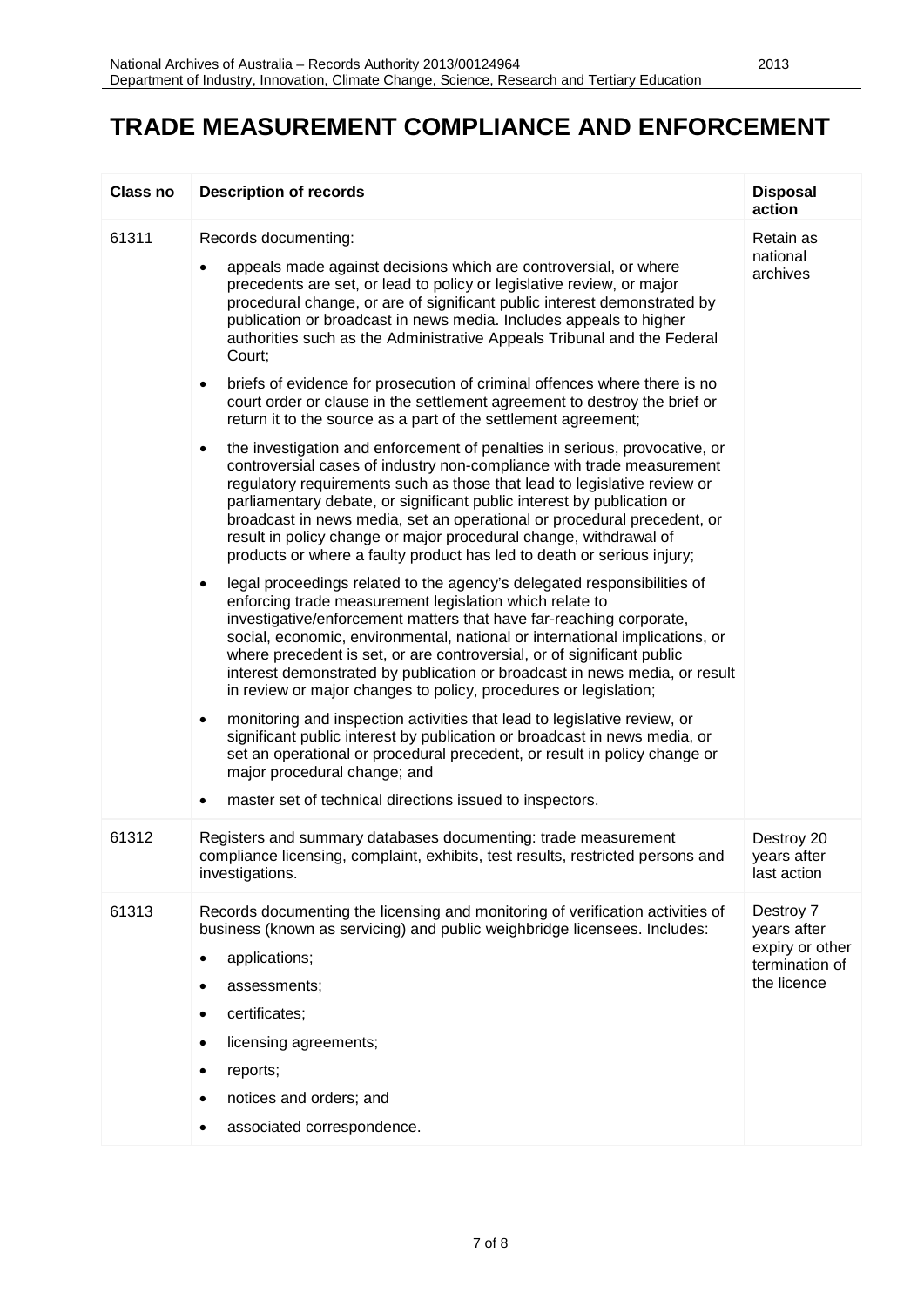# TRADE MEASUREMENT COMPLIANCE AND ENFORCEMENT

| Class no | Description of records | Disposal action |
|---|---|---|
| 61311 | Records documenting:<br>• appeals made against decisions which are controversial, or where precedents are set, or lead to policy or legislative review, or major procedural change, or are of significant public interest demonstrated by publication or broadcast in news media. Includes appeals to higher authorities such as the Administrative Appeals Tribunal and the Federal Court;<br>• briefs of evidence for prosecution of criminal offences where there is no court order or clause in the settlement agreement to destroy the brief or return it to the source as a part of the settlement agreement;<br>• the investigation and enforcement of penalties in serious, provocative, or controversial cases of industry non-compliance with trade measurement regulatory requirements such as those that lead to legislative review or parliamentary debate, or significant public interest by publication or broadcast in news media, set an operational or procedural precedent, or result in policy change or major procedural change, withdrawal of products or where a faulty product has led to death or serious injury;<br>• legal proceedings related to the agency's delegated responsibilities of enforcing trade measurement legislation which relate to investigative/enforcement matters that have far-reaching corporate, social, economic, environmental, national or international implications, or where precedent is set, or are controversial, or of significant public interest demonstrated by publication or broadcast in news media, or result in review or major changes to policy, procedures or legislation;<br>• monitoring and inspection activities that lead to legislative review, or significant public interest by publication or broadcast in news media, or set an operational or procedural precedent, or result in policy change or major procedural change; and<br>• master set of technical directions issued to inspectors. | Retain as national archives |
| 61312 | Registers and summary databases documenting: trade measurement compliance licensing, complaint, exhibits, test results, restricted persons and investigations. | Destroy 20 years after last action |
| 61313 | Records documenting the licensing and monitoring of verification activities of business (known as servicing) and public weighbridge licensees. Includes:<br>• applications;<br>• assessments;<br>• certificates;<br>• licensing agreements;<br>• reports;<br>• notices and orders; and<br>• associated correspondence. | Destroy 7 years after expiry or other termination of the licence |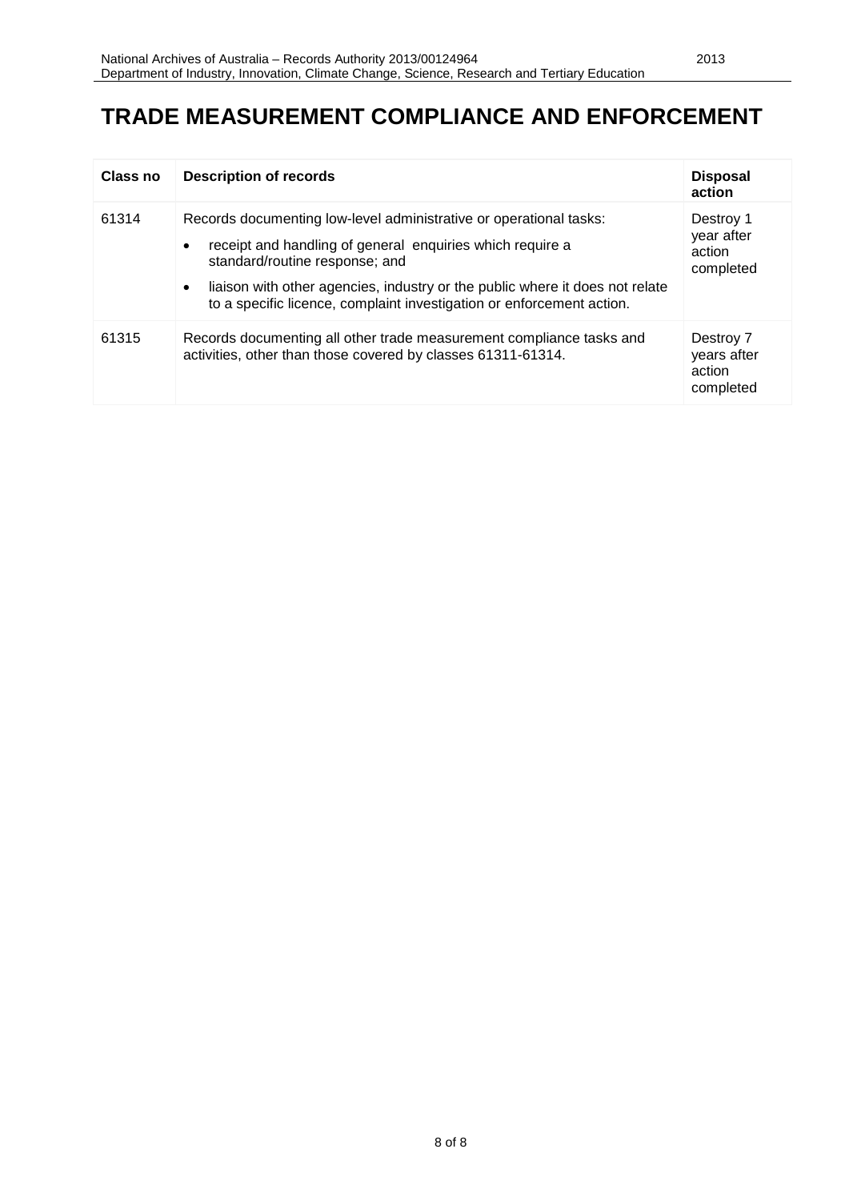# TRADE MEASUREMENT COMPLIANCE AND ENFORCEMENT

| Class no | Description of records | Disposal action |
|---|---|---|
| 61314 | Records documenting low-level administrative or operational tasks:<br>• receipt and handling of general enquiries which require a standard/routine response; and<br>• liaison with other agencies, industry or the public where it does not relate to a specific licence, complaint investigation or enforcement action. | Destroy 1 year after action completed |
| 61315 | Records documenting all other trade measurement compliance tasks and activities, other than those covered by classes 61311-61314. | Destroy 7 years after action completed |